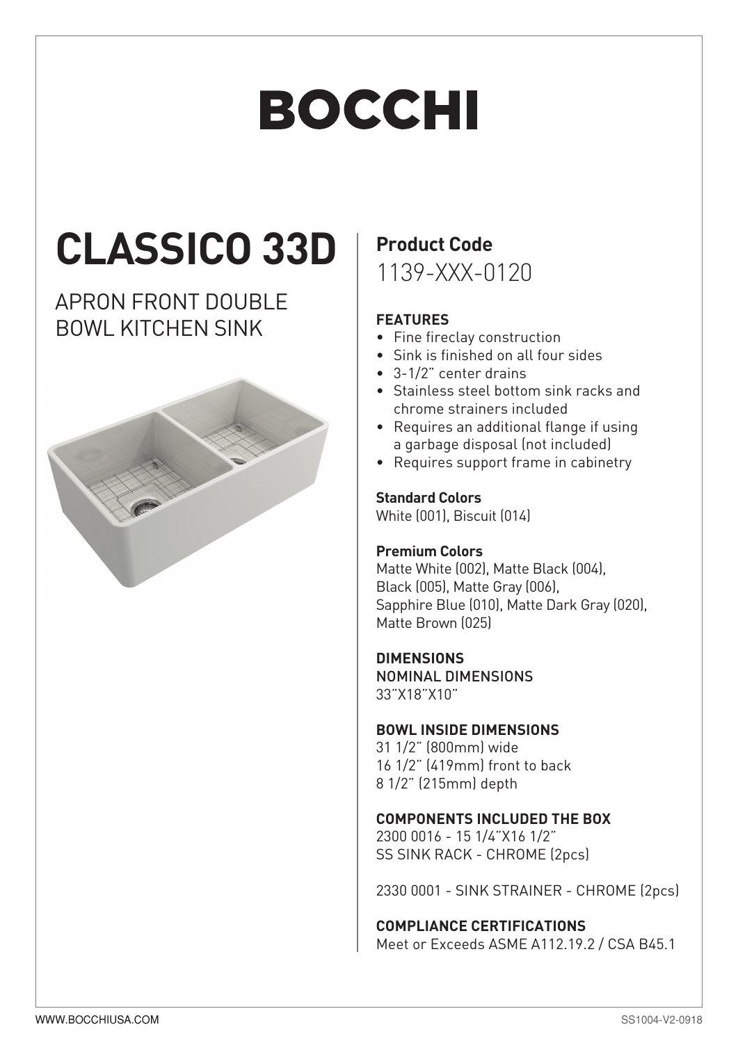# BOCCHI

## CLASSICO 33D

### APRON FRONT DOUBLE BOWL KITCHEN SINK

**Product Code**
1139-XXX-0120

**FEATURES**

- Fine fireclay construction
- Sink is finished on all four sides
- 3-1/2" center drains
- Stainless steel bottom sink racks and chrome strainers included
- Requires an additional flange if using a garbage disposal (not included)
- Requires support frame in cabinetry

**Standard Colors**
White (001), Biscuit (014)

**Premium Colors**
Matte White (002), Matte Black (004), Black (005), Matte Gray (006), Sapphire Blue (010), Matte Dark Gray (020), Matte Brown (025)

**DIMENSIONS**
NOMINAL DIMENSIONS
33"X18"X10"

**BOWL INSIDE DIMENSIONS**
31 1/2" (800mm) wide
16 1/2" (419mm) front to back
8 1/2" (215mm) depth

**COMPONENTS INCLUDED THE BOX**
2300 0016 - 15 1/4"X16 1/2" SS SINK RACK - CHROME (2pcs)

2330 0001 - SINK STRAINER - CHROME (2pcs)

**COMPLIANCE CERTIFICATIONS**
Meet or Exceeds ASME A112.19.2 / CSA B45.1

WWW.BOCCHIUSA.COM

SS1004-V2-0918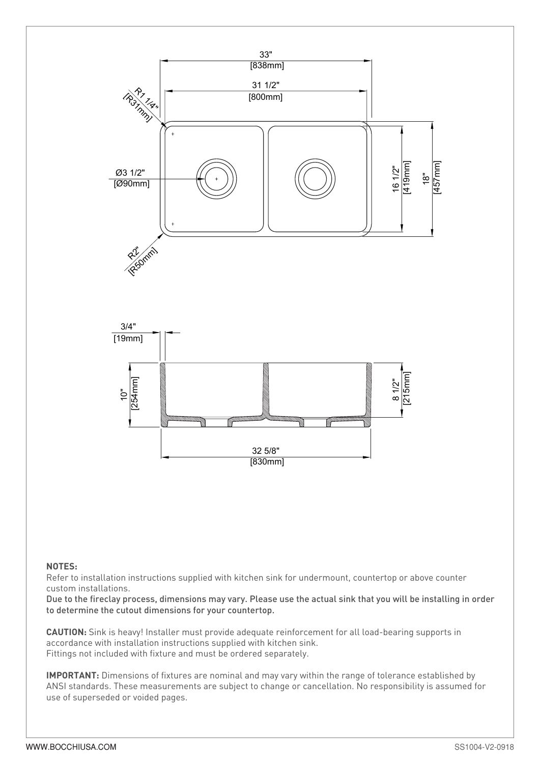33"
[838mm]

31 1/2"
[800mm]

R1 1/4"
[R31mm]

Ø3 1/2"
[Ø90mm]

16 1/2"
[419mm]

18"
[457mm]

R2"
[R50mm]

3/4"
[19mm]

10"
[254mm]

8 1/2"
[215mm]

32 5/8"
[830mm]

**NOTES:**
Refer to installation instructions supplied with kitchen sink for undermount, countertop or above counter custom installations.
Due to the fireclay process, dimensions may vary. Please use the actual sink that you will be installing in order to determine the cutout dimensions for your countertop.

**CAUTION:** Sink is heavy! Installer must provide adequate reinforcement for all load-bearing supports in accordance with installation instructions supplied with kitchen sink.
Fittings not included with fixture and must be ordered separately.

**IMPORTANT:** Dimensions of fixtures are nominal and may vary within the range of tolerance established by ANSI standards. These measurements are subject to change or cancellation. No responsibility is assumed for use of superseded or voided pages.

WWW.BOCCHIUSA.COM

SS1004-V2-0918